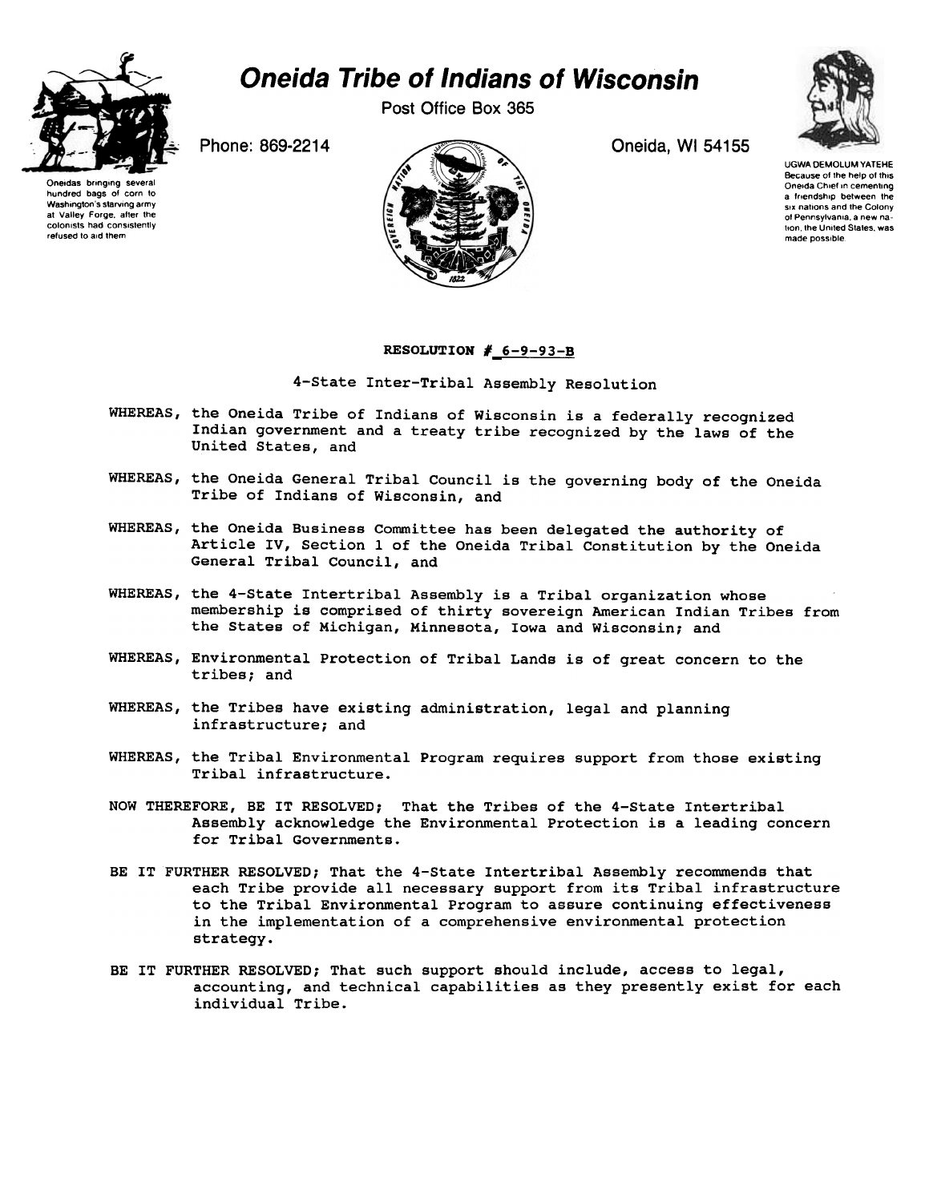# Oneida Tribe of Indians of Wisconsin

Post Office Box 365

Phone: 869-2214

Oneida, WI 54155

Oneidas bringing several hundred bags of corn to Washington's starving army at Valley Forge, after the colonists had consistently refused to aid them

UGWA DEMOLUM YATEHE
Because of the help of this Oneida Chief in cementing a friendship between the six nations and the Colony of Pennsylvania, a new nation, the United States, was made possible.

**RESOLUTION # 6-9-93-B**

4-State Inter-Tribal Assembly Resolution

WHEREAS, the Oneida Tribe of Indians of Wisconsin is a federally recognized Indian government and a treaty tribe recognized by the laws of the United States, and

WHEREAS, the Oneida General Tribal Council is the governing body of the Oneida Tribe of Indians of Wisconsin, and

WHEREAS, the Oneida Business Committee has been delegated the authority of Article IV, Section 1 of the Oneida Tribal Constitution by the Oneida General Tribal Council, and

WHEREAS, the 4-State Intertribal Assembly is a Tribal organization whose membership is comprised of thirty sovereign American Indian Tribes from the States of Michigan, Minnesota, Iowa and Wisconsin; and

WHEREAS, Environmental Protection of Tribal Lands is of great concern to the tribes; and

WHEREAS, the Tribes have existing administration, legal and planning infrastructure; and

WHEREAS, the Tribal Environmental Program requires support from those existing Tribal infrastructure.

NOW THEREFORE, BE IT RESOLVED; That the Tribes of the 4-State Intertribal Assembly acknowledge the Environmental Protection is a leading concern for Tribal Governments.

BE IT FURTHER RESOLVED; That the 4-State Intertribal Assembly recommends that each Tribe provide all necessary support from its Tribal infrastructure to the Tribal Environmental Program to assure continuing effectiveness in the implementation of a comprehensive environmental protection strategy.

BE IT FURTHER RESOLVED; That such support should include, access to legal, accounting, and technical capabilities as they presently exist for each individual Tribe.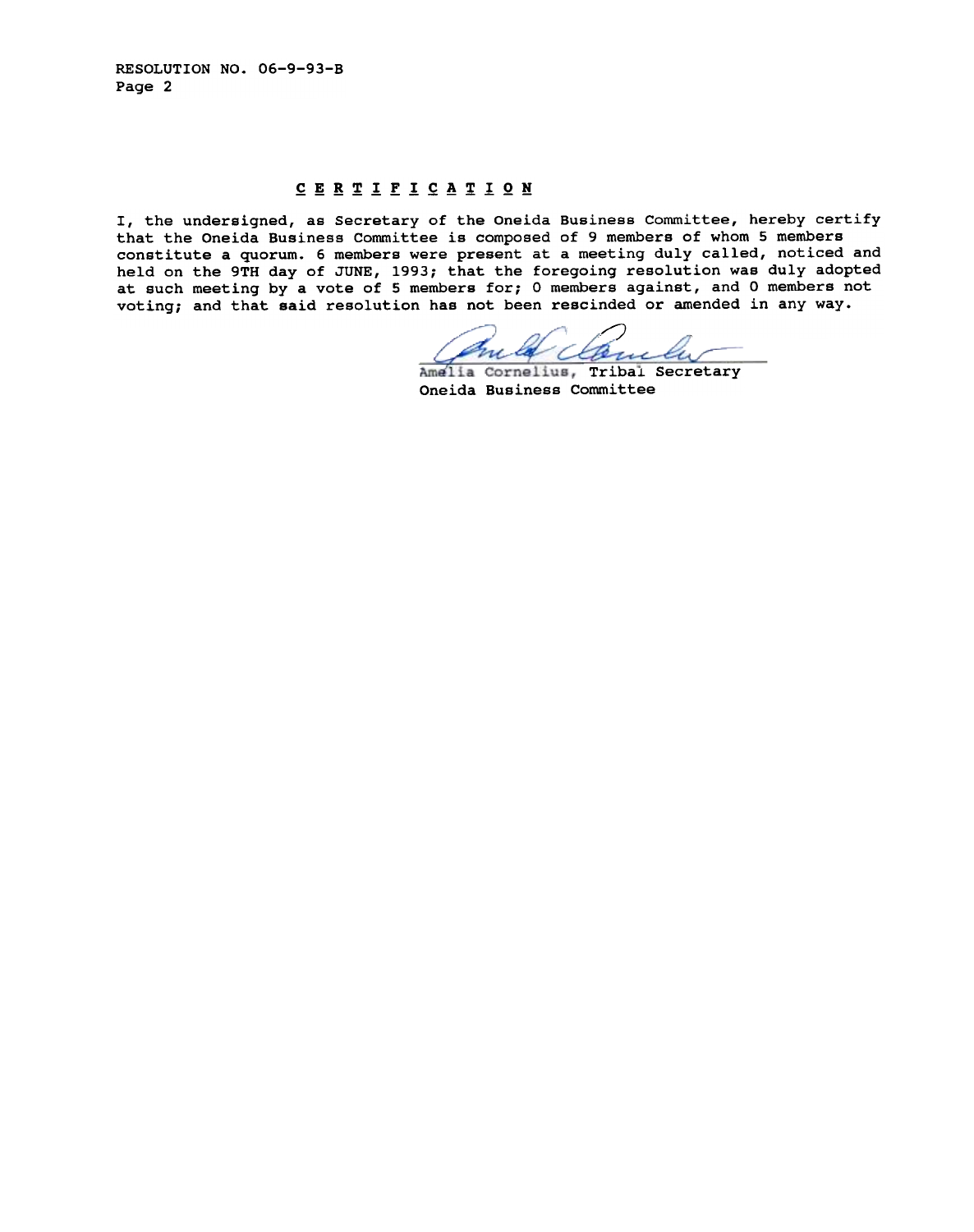RESOLUTION NO. 06-9-93-B
Page 2

## C E R T I F I C A T I O N

I, the undersigned, as Secretary of the Oneida Business Committee, hereby certify that the Oneida Business Committee is composed of 9 members of whom 5 members constitute a quorum. 6 members were present at a meeting duly called, noticed and held on the 9TH day of JUNE, 1993; that the foregoing resolution was duly adopted at such meeting by a vote of 5 members for; 0 members against, and 0 members not voting; and that said resolution has not been rescinded or amended in any way.

Amelia Cornelius, Tribal Secretary
Oneida Business Committee